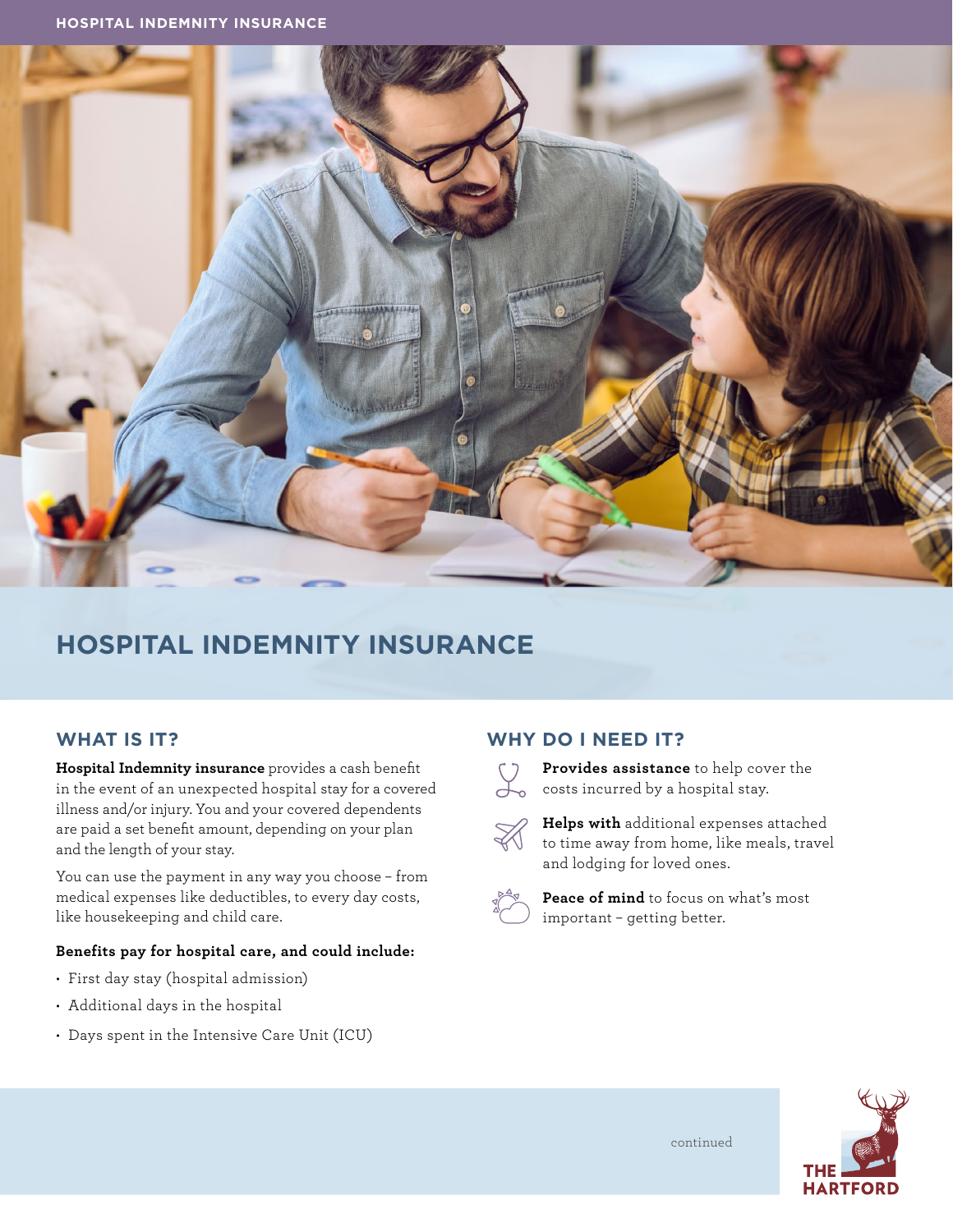# HOSPITAL INDEMNITY INSURANCE

## WHAT IS IT?

**Hospital Indemnity insurance** provides a cash benefit in the event of an unexpected hospital stay for a covered illness and/or injury. You and your covered dependents are paid a set benefit amount, depending on your plan and the length of your stay.

You can use the payment in any way you choose – from medical expenses like deductibles, to every day costs, like housekeeping and child care.

**Benefits pay for hospital care, and could include:**

- First day stay (hospital admission)
- Additional days in the hospital
- Days spent in the Intensive Care Unit (ICU)

## WHY DO I NEED IT?

**Provides assistance** to help cover the costs incurred by a hospital stay.

**Helps with** additional expenses attached to time away from home, like meals, travel and lodging for loved ones.

**Peace of mind** to focus on what's most important – getting better.

continued

THE HARTFORD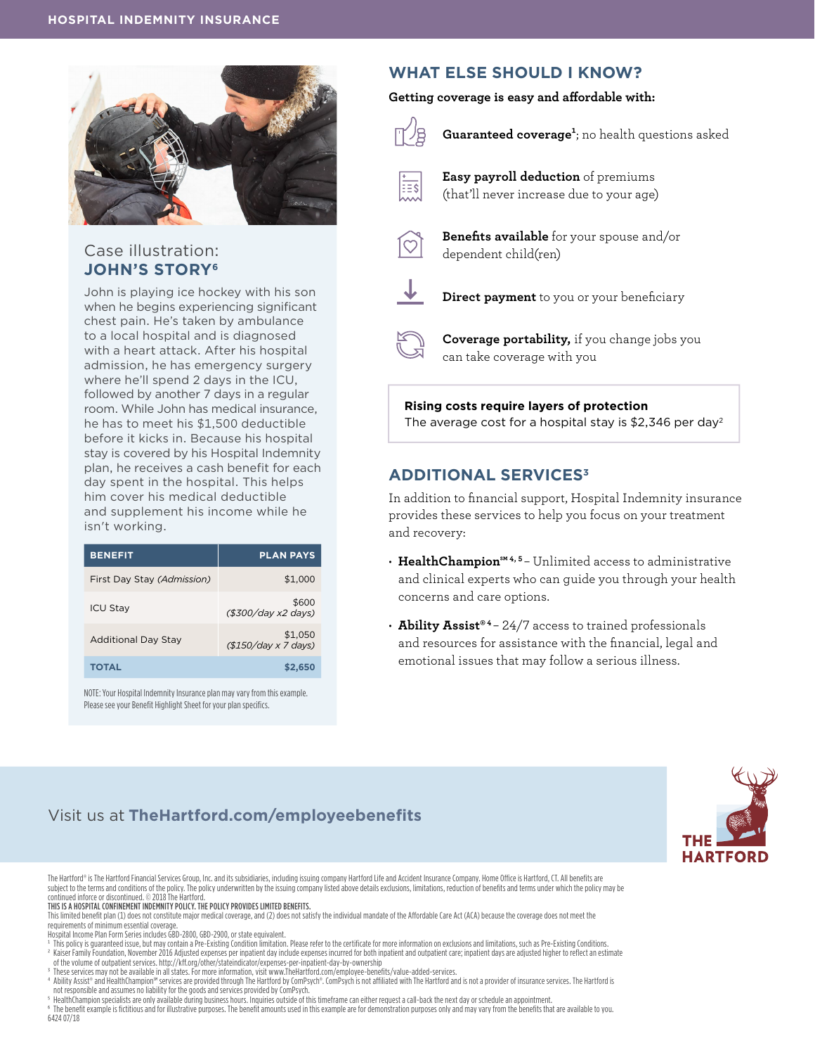## HOSPITAL INDEMNITY INSURANCE

Case illustration:
### JOHN'S STORY[6]

John is playing ice hockey with his son when he begins experiencing significant chest pain. He's taken by ambulance to a local hospital and is diagnosed with a heart attack. After his hospital admission, he has emergency surgery where he'll spend 2 days in the ICU, followed by another 7 days in a regular room. While John has medical insurance, he has to meet his $1,500 deductible before it kicks in. Because his hospital stay is covered by his Hospital Indemnity plan, he receives a cash benefit for each day spent in the hospital. This helps him cover his medical deductible and supplement his income while he isn't working.

| BENEFIT | PLAN PAYS |
|---|---|
| First Day Stay *(Admission)* | $1,000 |
| ICU Stay | $600 *($300/day x2 days)* |
| Additional Day Stay | $1,050 *($150/day x 7 days)* |
| **TOTAL** | **$2,650** |

NOTE: Your Hospital Indemnity Insurance plan may vary from this example. Please see your Benefit Highlight Sheet for your plan specifics.

## WHAT ELSE SHOULD I KNOW?

**Getting coverage is easy and affordable with:**

- **Guaranteed coverage**[1]; no health questions asked
- **Easy payroll deduction** of premiums (that'll never increase due to your age)
- **Benefits available** for your spouse and/or dependent child(ren)
- **Direct payment** to you or your beneficiary
- **Coverage portability,** if you change jobs you can take coverage with you

**Rising costs require layers of protection**
The average cost for a hospital stay is $2,346 per day[2]

## ADDITIONAL SERVICES[3]

In addition to financial support, Hospital Indemnity insurance provides these services to help you focus on your treatment and recovery:

- **HealthChampion**℠ [4, 5] – Unlimited access to administrative and clinical experts who can guide you through your health concerns and care options.
- **Ability Assist**® [4] – 24/7 access to trained professionals and resources for assistance with the financial, legal and emotional issues that may follow a serious illness.

Visit us at **TheHartford.com/employeebenefits**

THE HARTFORD

The Hartford® is The Hartford Financial Services Group, Inc. and its subsidiaries, including issuing company Hartford Life and Accident Insurance Company. Home Office is Hartford, CT. All benefits are subject to the terms and conditions of the policy. The policy underwritten by the issuing company listed above details exclusions, limitations, reduction of benefits and terms under which the policy may be continued inforce or discontinued. © 2018 The Hartford.
THIS IS A HOSPITAL CONFINEMENT INDEMNITY POLICY. THE POLICY PROVIDES LIMITED BENEFITS.
This limited benefit plan (1) does not constitute major medical coverage, and (2) does not satisfy the individual mandate of the Affordable Care Act (ACA) because the coverage does not meet the requirements of minimum essential coverage.
Hospital Income Plan Form Series includes GBD-2800, GBD-2900, or state equivalent.

[1] This policy is guaranteed issue, but may contain a Pre-Existing Condition limitation. Please refer to the certificate for more information on exclusions and limitations, such as Pre-Existing Conditions.
[2] Kaiser Family Foundation, November 2016 Adjusted expenses per inpatient day include expenses incurred for both inpatient and outpatient care; inpatient days are adjusted higher to reflect an estimate of the volume of outpatient services. http://kff.org/other/stateindicator/expenses-per-inpatient-day-by-ownership
[3] These services may not be available in all states. For more information, visit www.TheHartford.com/employee-benefits/value-added-services.
[4] Ability Assist® and HealthChampion℠ services are provided through The Hartford by ComPsych®. ComPsych is not affiliated with The Hartford and is not a provider of insurance services. The Hartford is not responsible and assumes no liability for the goods and services provided by ComPsych.
[5] HealthChampion specialists are only available during business hours. Inquiries outside of this timeframe can either request a call-back the next day or schedule an appointment.
[6] The benefit example is fictitious and for illustrative purposes. The benefit amounts used in this example are for demonstration purposes only and may vary from the benefits that are available to you.
6424 07/18